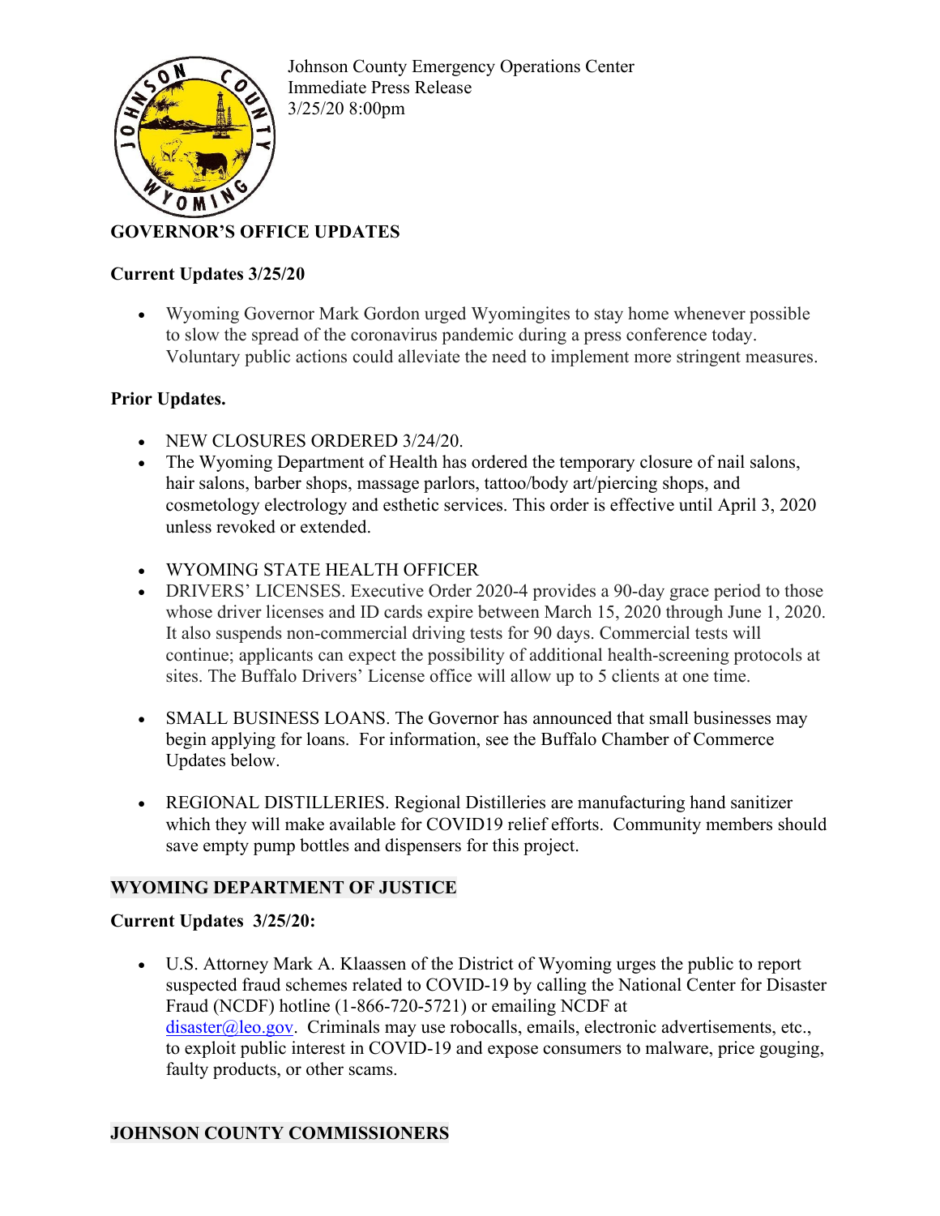Johnson County Emergency Operations Center
Immediate Press Release
3/25/20 8:00pm

## GOVERNOR'S OFFICE UPDATES

### Current Updates 3/25/20

- Wyoming Governor Mark Gordon urged Wyomingites to stay home whenever possible to slow the spread of the coronavirus pandemic during a press conference today. Voluntary public actions could alleviate the need to implement more stringent measures.

### Prior Updates.

- NEW CLOSURES ORDERED 3/24/20.
- The Wyoming Department of Health has ordered the temporary closure of nail salons, hair salons, barber shops, massage parlors, tattoo/body art/piercing shops, and cosmetology electrology and esthetic services. This order is effective until April 3, 2020 unless revoked or extended.

- WYOMING STATE HEALTH OFFICER
- DRIVERS' LICENSES. Executive Order 2020-4 provides a 90-day grace period to those whose driver licenses and ID cards expire between March 15, 2020 through June 1, 2020. It also suspends non-commercial driving tests for 90 days. Commercial tests will continue; applicants can expect the possibility of additional health-screening protocols at sites. The Buffalo Drivers' License office will allow up to 5 clients at one time.

- SMALL BUSINESS LOANS. The Governor has announced that small businesses may begin applying for loans. For information, see the Buffalo Chamber of Commerce Updates below.

- REGIONAL DISTILLERIES. Regional Distilleries are manufacturing hand sanitizer which they will make available for COVID19 relief efforts. Community members should save empty pump bottles and dispensers for this project.

## WYOMING DEPARTMENT OF JUSTICE

### Current Updates 3/25/20:

- U.S. Attorney Mark A. Klaassen of the District of Wyoming urges the public to report suspected fraud schemes related to COVID-19 by calling the National Center for Disaster Fraud (NCDF) hotline (1-866-720-5721) or emailing NCDF at disaster@leo.gov. Criminals may use robocalls, emails, electronic advertisements, etc., to exploit public interest in COVID-19 and expose consumers to malware, price gouging, faulty products, or other scams.

## JOHNSON COUNTY COMMISSIONERS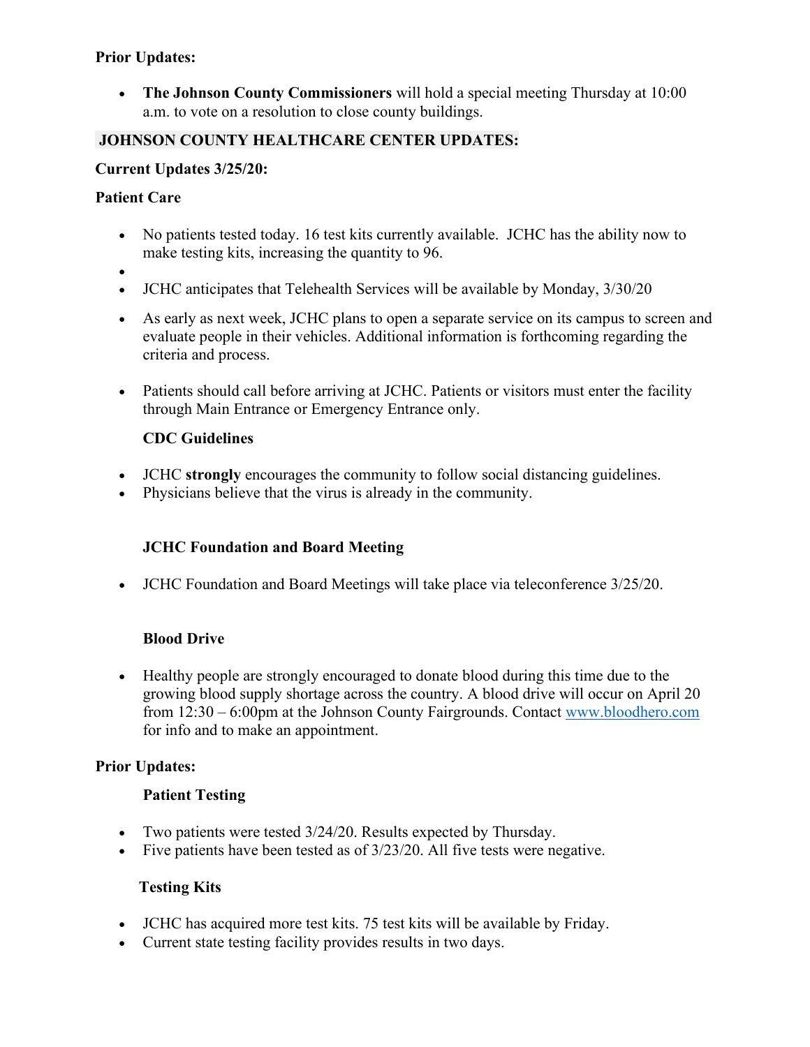**Prior Updates:**

- **The Johnson County Commissioners** will hold a special meeting Thursday at 10:00 a.m. to vote on a resolution to close county buildings.

## JOHNSON COUNTY HEALTHCARE CENTER UPDATES:

**Current Updates 3/25/20:**

**Patient Care**

- No patients tested today. 16 test kits currently available. JCHC has the ability now to make testing kits, increasing the quantity to 96.
- JCHC anticipates that Telehealth Services will be available by Monday, 3/30/20
- As early as next week, JCHC plans to open a separate service on its campus to screen and evaluate people in their vehicles. Additional information is forthcoming regarding the criteria and process.
- Patients should call before arriving at JCHC. Patients or visitors must enter the facility through Main Entrance or Emergency Entrance only.

**CDC Guidelines**

- JCHC **strongly** encourages the community to follow social distancing guidelines.
- Physicians believe that the virus is already in the community.

**JCHC Foundation and Board Meeting**

- JCHC Foundation and Board Meetings will take place via teleconference 3/25/20.

**Blood Drive**

- Healthy people are strongly encouraged to donate blood during this time due to the growing blood supply shortage across the country. A blood drive will occur on April 20 from 12:30 – 6:00pm at the Johnson County Fairgrounds. Contact [www.bloodhero.com](http://www.bloodhero.com) for info and to make an appointment.

**Prior Updates:**

**Patient Testing**

- Two patients were tested 3/24/20. Results expected by Thursday.
- Five patients have been tested as of 3/23/20. All five tests were negative.

**Testing Kits**

- JCHC has acquired more test kits. 75 test kits will be available by Friday.
- Current state testing facility provides results in two days.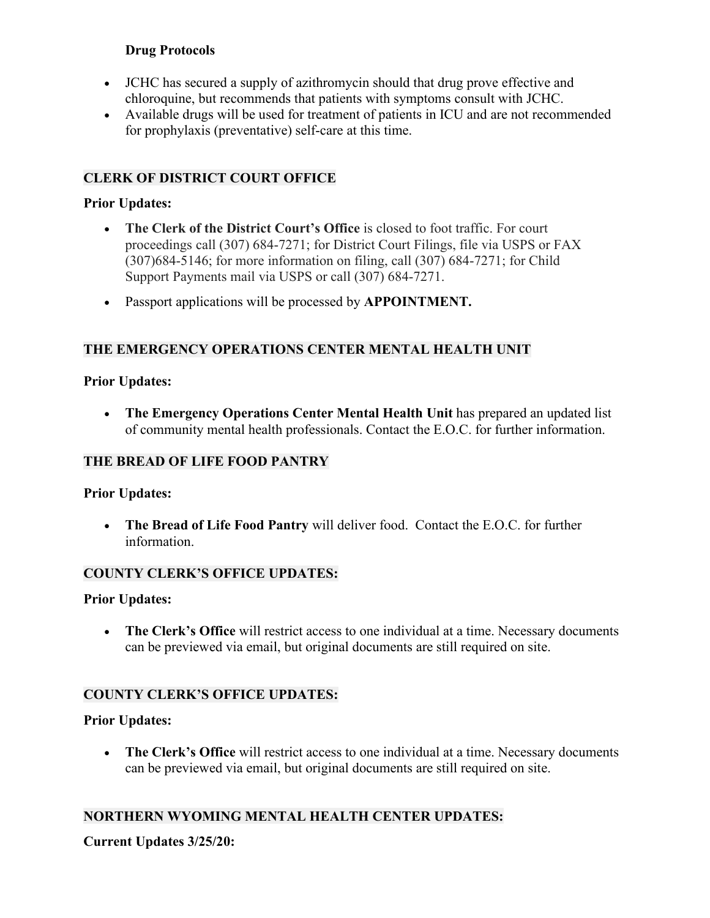**Drug Protocols**

- JCHC has secured a supply of azithromycin should that drug prove effective and chloroquine, but recommends that patients with symptoms consult with JCHC.
- Available drugs will be used for treatment of patients in ICU and are not recommended for prophylaxis (preventative) self-care at this time.

## CLERK OF DISTRICT COURT OFFICE

**Prior Updates:**

- **The Clerk of the District Court's Office** is closed to foot traffic. For court proceedings call (307) 684-7271; for District Court Filings, file via USPS or FAX (307)684-5146; for more information on filing, call (307) 684-7271; for Child Support Payments mail via USPS or call (307) 684-7271.
- Passport applications will be processed by **APPOINTMENT.**

## THE EMERGENCY OPERATIONS CENTER MENTAL HEALTH UNIT

**Prior Updates:**

- **The Emergency Operations Center Mental Health Unit** has prepared an updated list of community mental health professionals. Contact the E.O.C. for further information.

## THE BREAD OF LIFE FOOD PANTRY

**Prior Updates:**

- **The Bread of Life Food Pantry** will deliver food. Contact the E.O.C. for further information.

## COUNTY CLERK'S OFFICE UPDATES:

**Prior Updates:**

- **The Clerk's Office** will restrict access to one individual at a time. Necessary documents can be previewed via email, but original documents are still required on site.

## COUNTY CLERK'S OFFICE UPDATES:

**Prior Updates:**

- **The Clerk's Office** will restrict access to one individual at a time. Necessary documents can be previewed via email, but original documents are still required on site.

## NORTHERN WYOMING MENTAL HEALTH CENTER UPDATES:

**Current Updates 3/25/20:**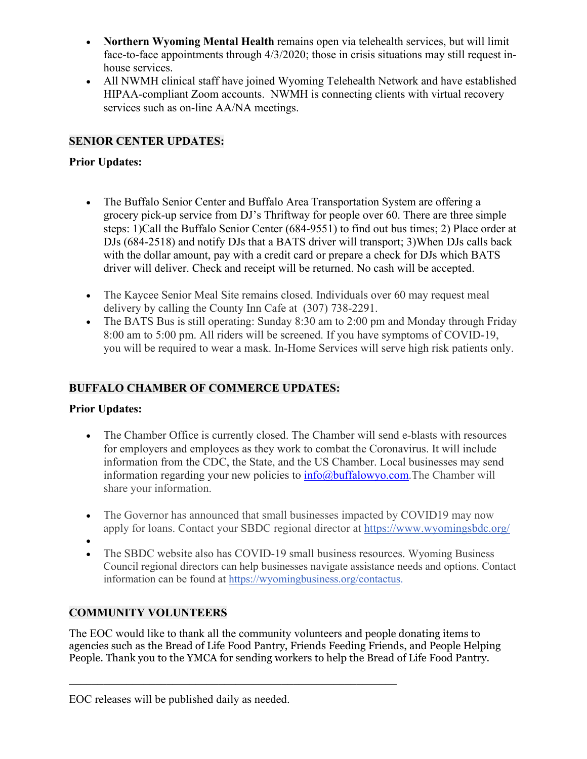- **Northern Wyoming Mental Health** remains open via telehealth services, but will limit face-to-face appointments through 4/3/2020; those in crisis situations may still request in-house services.
- All NWMH clinical staff have joined Wyoming Telehealth Network and have established HIPAA-compliant Zoom accounts. NWMH is connecting clients with virtual recovery services such as on-line AA/NA meetings.

**SENIOR CENTER UPDATES:**

**Prior Updates:**

- The Buffalo Senior Center and Buffalo Area Transportation System are offering a grocery pick-up service from DJ's Thriftway for people over 60. There are three simple steps: 1)Call the Buffalo Senior Center (684-9551) to find out bus times; 2) Place order at DJs (684-2518) and notify DJs that a BATS driver will transport; 3)When DJs calls back with the dollar amount, pay with a credit card or prepare a check for DJs which BATS driver will deliver. Check and receipt will be returned. No cash will be accepted.

- The Kaycee Senior Meal Site remains closed. Individuals over 60 may request meal delivery by calling the County Inn Cafe at (307) 738-2291.
- The BATS Bus is still operating: Sunday 8:30 am to 2:00 pm and Monday through Friday 8:00 am to 5:00 pm. All riders will be screened. If you have symptoms of COVID-19, you will be required to wear a mask. In-Home Services will serve high risk patients only.

**BUFFALO CHAMBER OF COMMERCE UPDATES:**

**Prior Updates:**

- The Chamber Office is currently closed. The Chamber will send e-blasts with resources for employers and employees as they work to combat the Coronavirus. It will include information from the CDC, the State, and the US Chamber. Local businesses may send information regarding your new policies to info@buffalowyo.com.The Chamber will share your information.

- The Governor has announced that small businesses impacted by COVID19 may now apply for loans. Contact your SBDC regional director at https://www.wyomingsbdc.org/
- 
- The SBDC website also has COVID-19 small business resources. Wyoming Business Council regional directors can help businesses navigate assistance needs and options. Contact information can be found at https://wyomingbusiness.org/contactus.

**COMMUNITY VOLUNTEERS**

The EOC would like to thank all the community volunteers and people donating items to agencies such as the Bread of Life Food Pantry, Friends Feeding Friends, and People Helping People. Thank you to the YMCA for sending workers to help the Bread of Life Food Pantry.

---

EOC releases will be published daily as needed.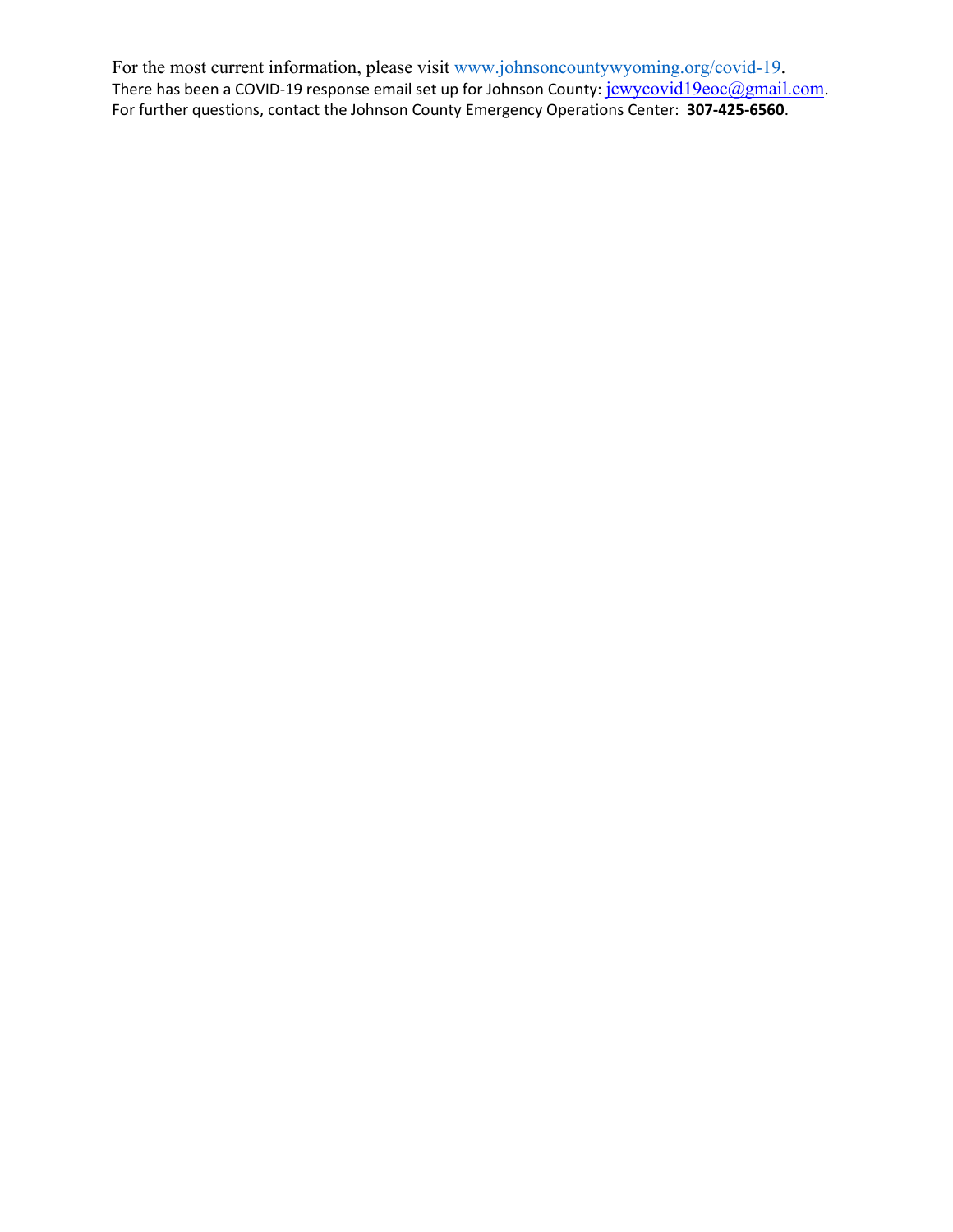For the most current information, please visit [www.johnsoncountywyoming.org/covid-19](http://www.johnsoncountywyoming.org/covid-19).
There has been a COVID-19 response email set up for Johnson County: [jcwycovid19eoc@gmail.com](mailto:jcwycovid19eoc@gmail.com).
For further questions, contact the Johnson County Emergency Operations Center: **307-425-6560**.